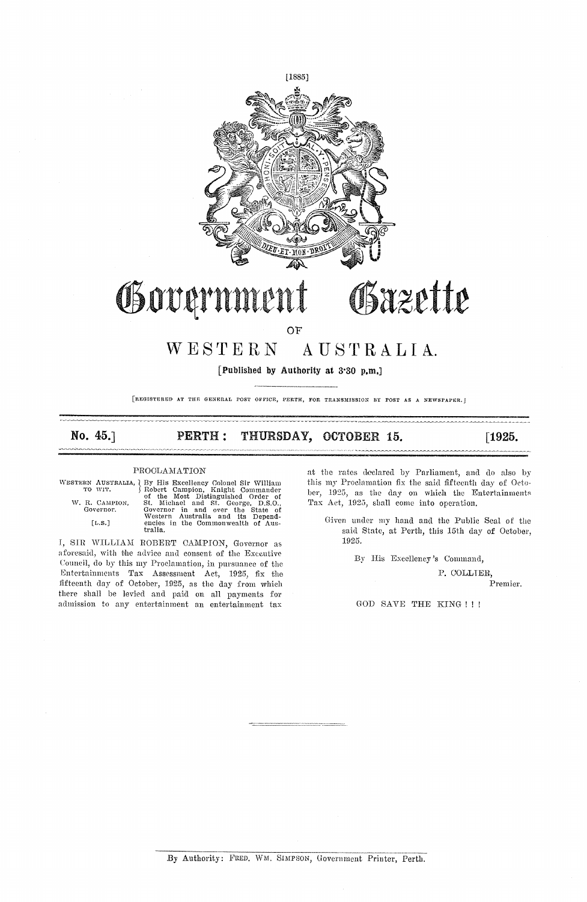# Government Gazette

OF

## WESTERN AUSTRALIA.

[Published by Authority at 3·30 p.m.]

[REGISTERED AT THE GENERAL POST OFFICE, PERTH, FOR TRANSMISSION BY POST AS A NEWSPAPER.]

**No. 45.] PERTH: THURSDAY, OCTOBER 15. [1925.**

---

PROCLAMATION

WESTERN AUSTRALIA, TO WIT. W. R. CAMPION, Governor. [L.S.]

By His Excellency Colonel Sir William Robert Campion, Knight Commander of the Most Distinguished Order of St. Michael and St. George, D.S.O., Governor in and over the State of Western Australia and its Dependencies in the Commonwealth of Australia.

I, SIR WILLIAM ROBERT CAMPION, Governor as aforesaid, with the advice and consent of the Executive Council, do by this my Proclamation, in pursuance of the Entertainments Tax Assessment Act, 1925, fix the fifteenth day of October, 1925, as the day from which there shall be levied and paid on all payments for admission to any entertainment an entertainment tax at the rates declared by Parliament, and do also by this my Proclamation fix the said fifteenth day of October, 1925, as the day on which the Entertainments Tax Act, 1925, shall come into operation.

Given under my hand and the Public Seal of the said State, at Perth, this 15th day of October, 1925.

By His Excellency's Command,

P. COLLIER,
Premier.

GOD SAVE THE KING ! ! !

---

By Authority: FRED. WM. SIMPSON, Government Printer, Perth.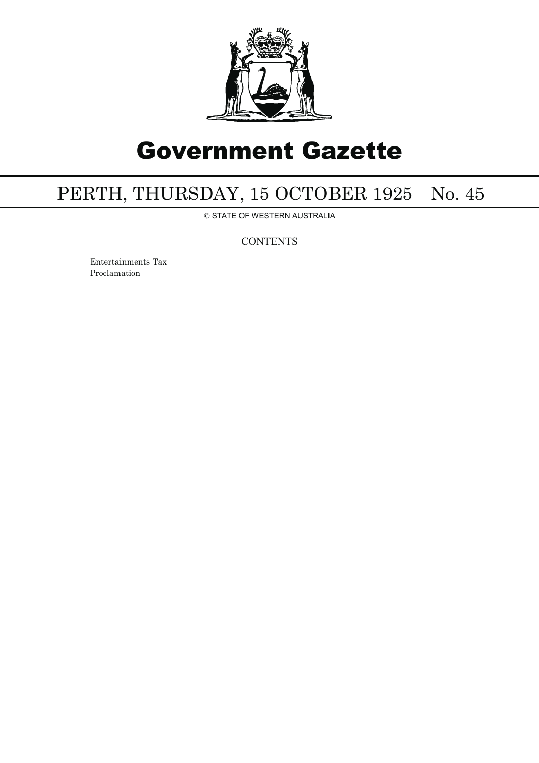# Government Gazette

## PERTH, THURSDAY, 15 OCTOBER 1925 No. 45

© STATE OF WESTERN AUSTRALIA

CONTENTS

Entertainments Tax
Proclamation